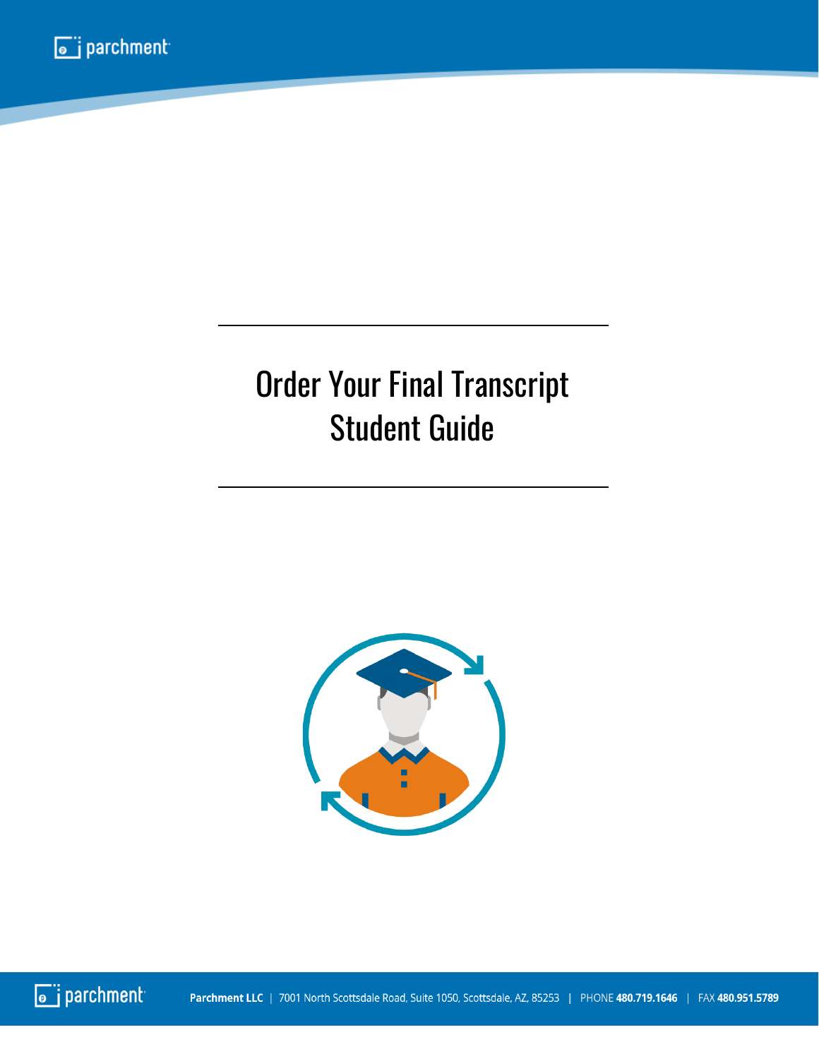# Order Your Final Transcript
# Student Guide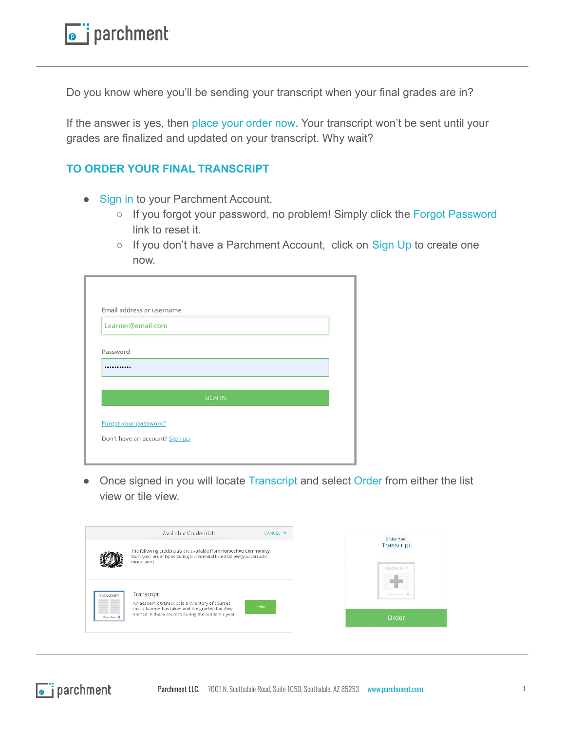Do you know where you'll be sending your transcript when your final grades are in?

If the answer is yes, then place your order now. Your transcript won't be sent until your grades are finalized and updated on your transcript. Why wait?

## TO ORDER YOUR FINAL TRANSCRIPT

- Sign in to your Parchment Account.
  - If you forgot your password, no problem! Simply click the Forgot Password link to reset it.
  - If you don't have a Parchment Account, click on Sign Up to create one now.

- Once signed in you will locate Transcript and select Order from either the list view or tile view.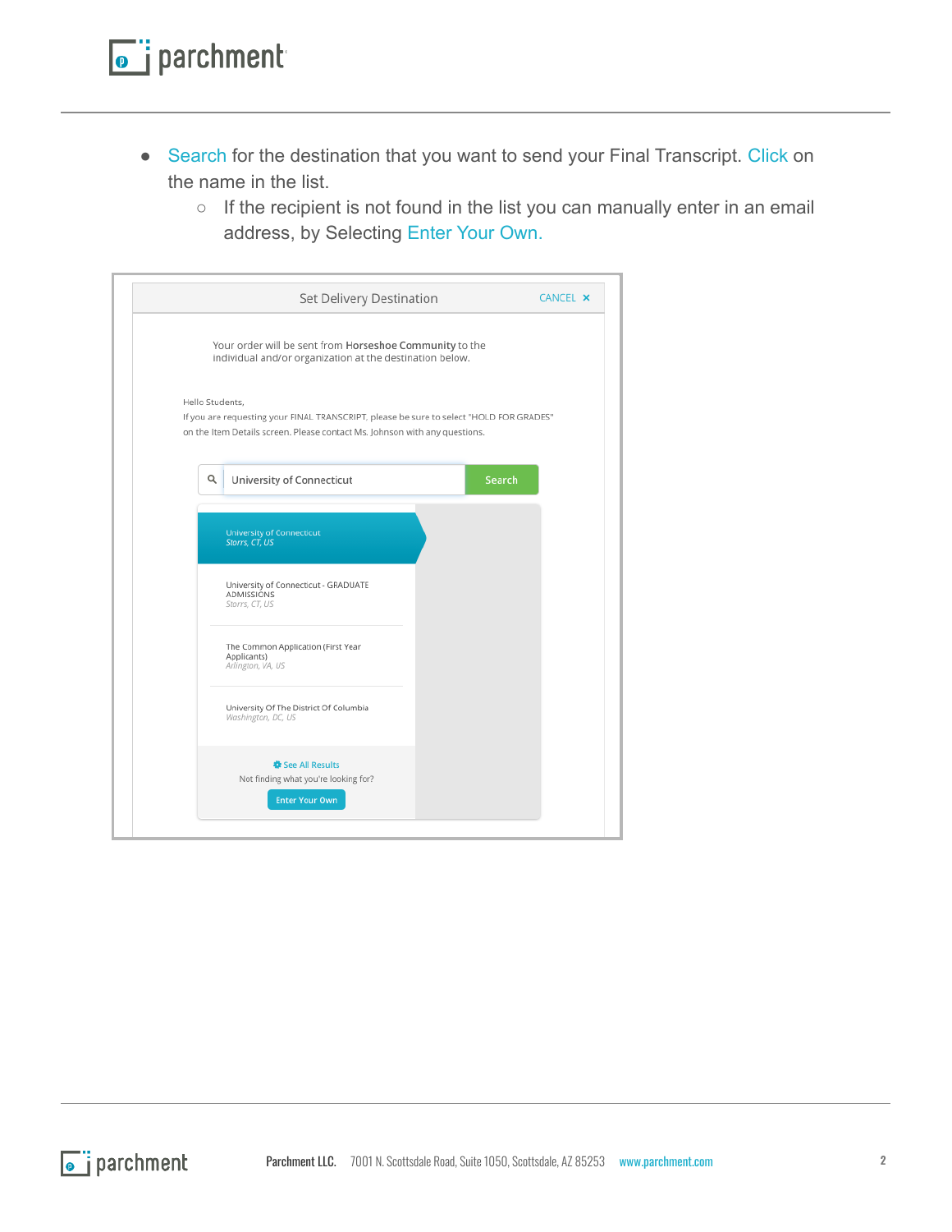- Search for the destination that you want to send your Final Transcript. Click on the name in the list.
    - If the recipient is not found in the list you can manually enter in an email address, by Selecting Enter Your Own.

Set Delivery Destination CANCEL ✕

Your order will be sent from **Horseshoe Community** to the individual and/or organization at the destination below.

Hello Students,
If you are requesting your FINAL TRANSCRIPT, please be sure to select "HOLD FOR GRADES" on the Item Details screen. Please contact Ms. Johnson with any questions.

University of Connecticut | Search

University of Connecticut
*Storrs, CT, US*

University of Connecticut - GRADUATE ADMISSIONS
*Storrs, CT, US*

The Common Application (First Year Applicants)
*Arlington, VA, US*

University Of The District Of Columbia
*Washington, DC, US*

See All Results
Not finding what you're looking for?
Enter Your Own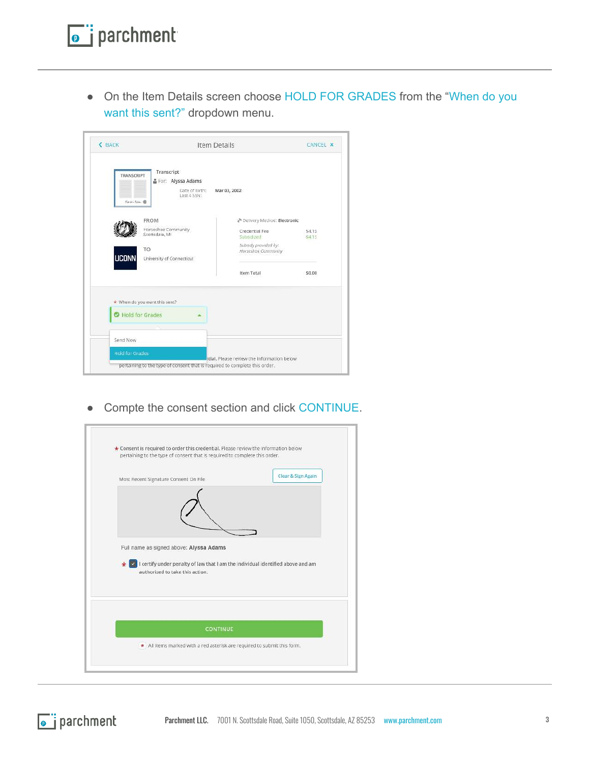- On the Item Details screen choose HOLD FOR GRADES from the "When do you want this sent?" dropdown menu.

- Compte the consent section and click CONTINUE.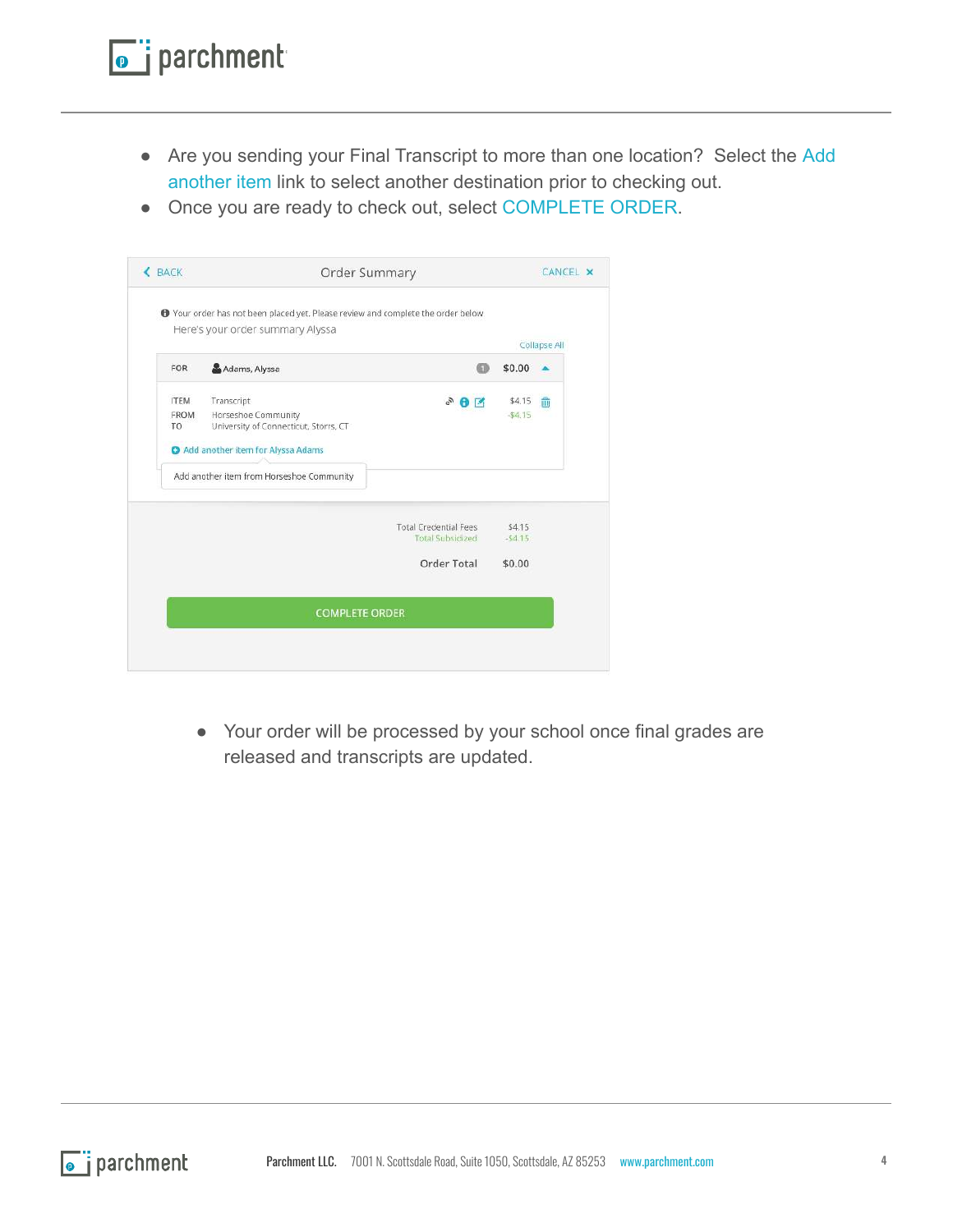- Are you sending your Final Transcript to more than one location? Select the Add another item link to select another destination prior to checking out.
- Once you are ready to check out, select COMPLETE ORDER.

BACK | Order Summary | CANCEL ×

Your order has not been placed yet. Please review and complete the order below

Here's your order summary Alyssa

Collapse All

FOR Adams, Alyssa 1 $0.00

ITEM Transcript
FROM Horseshoe Community
TO University of Connecticut, Storrs, CT

$4.15
-$4.15

Add another item for Alyssa Adams

Add another item from Horseshoe Community

Total Credential Fees $4.15
Total Subsidized -$4.15

Order Total $0.00

COMPLETE ORDER

- Your order will be processed by your school once final grades are released and transcripts are updated.